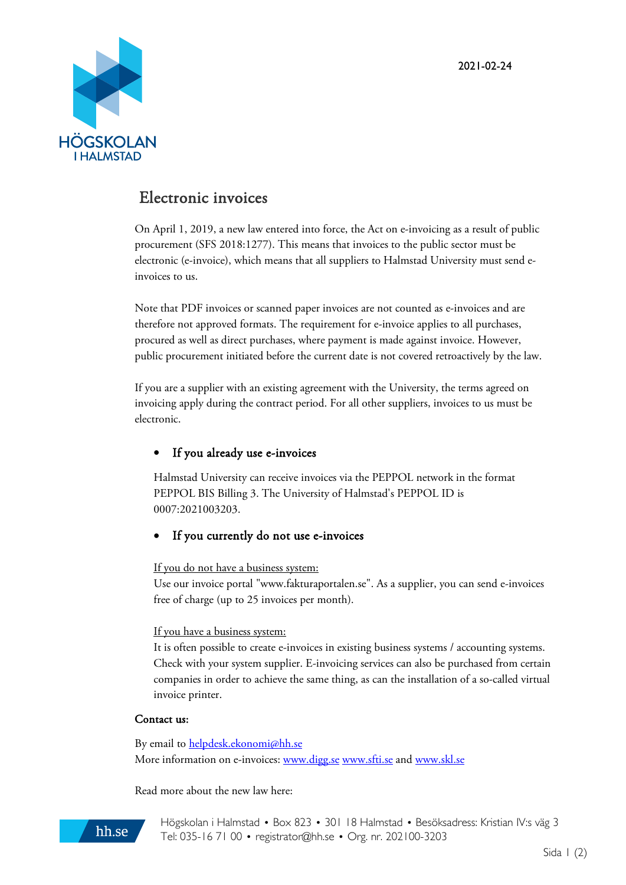2021-02-24

# Electronic invoices

On April 1, 2019, a new law entered into force, the Act on e-invoicing as a result of public procurement (SFS 2018:1277). This means that invoices to the public sector must be electronic (e-invoice), which means that all suppliers to Halmstad University must send e-invoices to us.

Note that PDF invoices or scanned paper invoices are not counted as e-invoices and are therefore not approved formats. The requirement for e-invoice applies to all purchases, procured as well as direct purchases, where payment is made against invoice. However, public procurement initiated before the current date is not covered retroactively by the law.

If you are a supplier with an existing agreement with the University, the terms agreed on invoicing apply during the contract period. For all other suppliers, invoices to us must be electronic.

- **If you already use e-invoices**

  Halmstad University can receive invoices via the PEPPOL network in the format PEPPOL BIS Billing 3. The University of Halmstad's PEPPOL ID is 0007:2021003203.

- **If you currently do not use e-invoices**

  <u>If you do not have a business system:</u>
  Use our invoice portal "www.fakturaportalen.se". As a supplier, you can send e-invoices free of charge (up to 25 invoices per month).

  <u>If you have a business system:</u>
  It is often possible to create e-invoices in existing business systems / accounting systems. Check with your system supplier. E-invoicing services can also be purchased from certain companies in order to achieve the same thing, as can the installation of a so-called virtual invoice printer.

**Contact us:**

By email to [helpdesk.ekonomi@hh.se](mailto:helpdesk.ekonomi@hh.se)
More information on e-invoices: [www.digg.se](http://www.digg.se) [www.sfti.se](http://www.sfti.se) and [www.skl.se](http://www.skl.se)

Read more about the new law here:

Högskolan i Halmstad • Box 823 • 301 18 Halmstad • Besöksadress: Kristian IV:s väg 3
Tel: 035-16 71 00 • registrator@hh.se • Org. nr. 202100-3203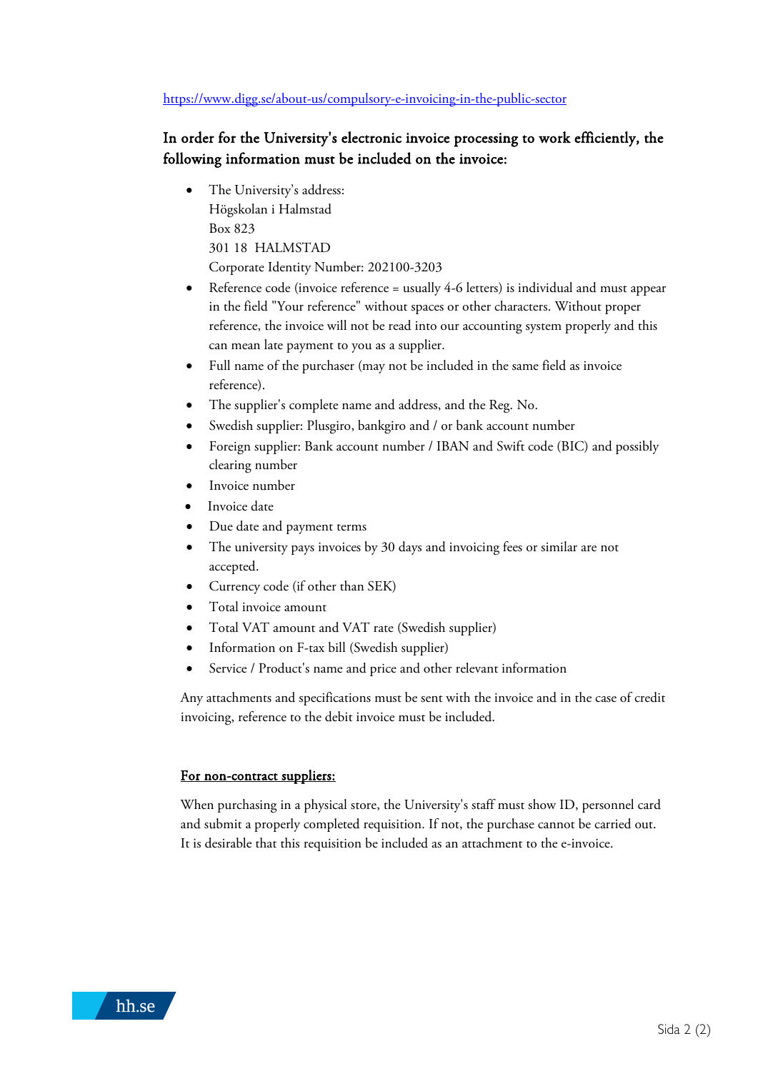https://www.digg.se/about-us/compulsory-e-invoicing-in-the-public-sector

## In order for the University's electronic invoice processing to work efficiently, the following information must be included on the invoice:

- The University's address:
  Högskolan i Halmstad
  Box 823
  301 18 HALMSTAD
  Corporate Identity Number: 202100-3203
- Reference code (invoice reference = usually 4-6 letters) is individual and must appear in the field "Your reference" without spaces or other characters. Without proper reference, the invoice will not be read into our accounting system properly and this can mean late payment to you as a supplier.
- Full name of the purchaser (may not be included in the same field as invoice reference).
- The supplier's complete name and address, and the Reg. No.
- Swedish supplier: Plusgiro, bankgiro and / or bank account number
- Foreign supplier: Bank account number / IBAN and Swift code (BIC) and possibly clearing number
- Invoice number
- Invoice date
- Due date and payment terms
- The university pays invoices by 30 days and invoicing fees or similar are not accepted.
- Currency code (if other than SEK)
- Total invoice amount
- Total VAT amount and VAT rate (Swedish supplier)
- Information on F-tax bill (Swedish supplier)
- Service / Product's name and price and other relevant information

Any attachments and specifications must be sent with the invoice and in the case of credit invoicing, reference to the debit invoice must be included.

**For non-contract suppliers:**

When purchasing in a physical store, the University's staff must show ID, personnel card and submit a properly completed requisition. If not, the purchase cannot be carried out. It is desirable that this requisition be included as an attachment to the e-invoice.

hh.se